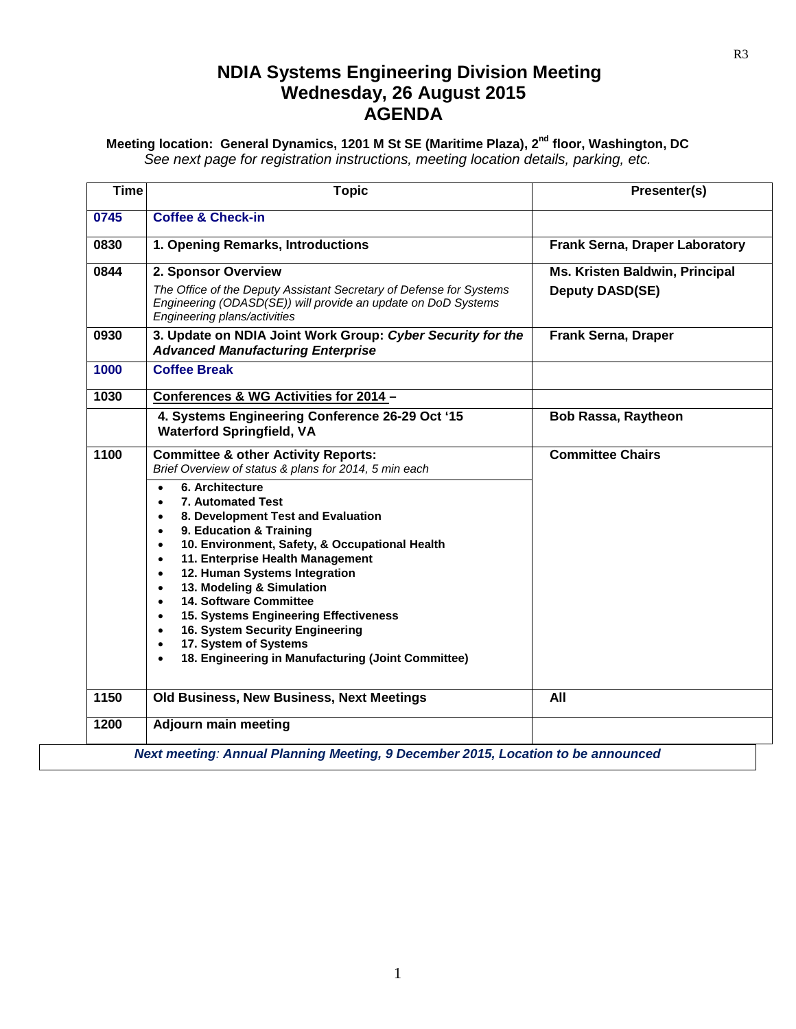# NDIA Systems Engineering Division Meeting
# Wednesday, 26 August 2015
# AGENDA

**Meeting location: General Dynamics, 1201 M St SE (Maritime Plaza), 2nd floor, Washington, DC**

*See next page for registration instructions, meeting location details, parking, etc.*

| Time | Topic | Presenter(s) |
|---|---|---|
| **0745** | **Coffee & Check-in** | |
| **0830** | **1. Opening Remarks, Introductions** | **Frank Serna, Draper Laboratory** |
| **0844** | **2. Sponsor Overview**<br>*The Office of the Deputy Assistant Secretary of Defense for Systems Engineering (ODASD(SE)) will provide an update on DoD Systems Engineering plans/activities* | **Ms. Kristen Baldwin, Principal Deputy DASD(SE)** |
| **0930** | **3. Update on NDIA Joint Work Group: *Cyber Security for the Advanced Manufacturing Enterprise*** | **Frank Serna, Draper** |
| **1000** | **Coffee Break** | |
| **1030** | **Conferences & WG Activities for 2014 –** | |
| | **4. Systems Engineering Conference 26-29 Oct '15 Waterford Springfield, VA** | **Bob Rassa, Raytheon** |
| **1100** | **Committee & other Activity Reports:**<br>*Brief Overview of status & plans for 2014, 5 min each*<br>• **6. Architecture**<br>• **7. Automated Test**<br>• **8. Development Test and Evaluation**<br>• **9. Education & Training**<br>• **10. Environment, Safety, & Occupational Health**<br>• **11. Enterprise Health Management**<br>• **12. Human Systems Integration**<br>• **13. Modeling & Simulation**<br>• **14. Software Committee**<br>• **15. Systems Engineering Effectiveness**<br>• **16. System Security Engineering**<br>• **17. System of Systems**<br>• **18. Engineering in Manufacturing (Joint Committee)** | **Committee Chairs** |
| **1150** | **Old Business, New Business, Next Meetings** | **All** |
| **1200** | **Adjourn main meeting** | |

***Next meeting: Annual Planning Meeting, 9 December 2015, Location to be announced***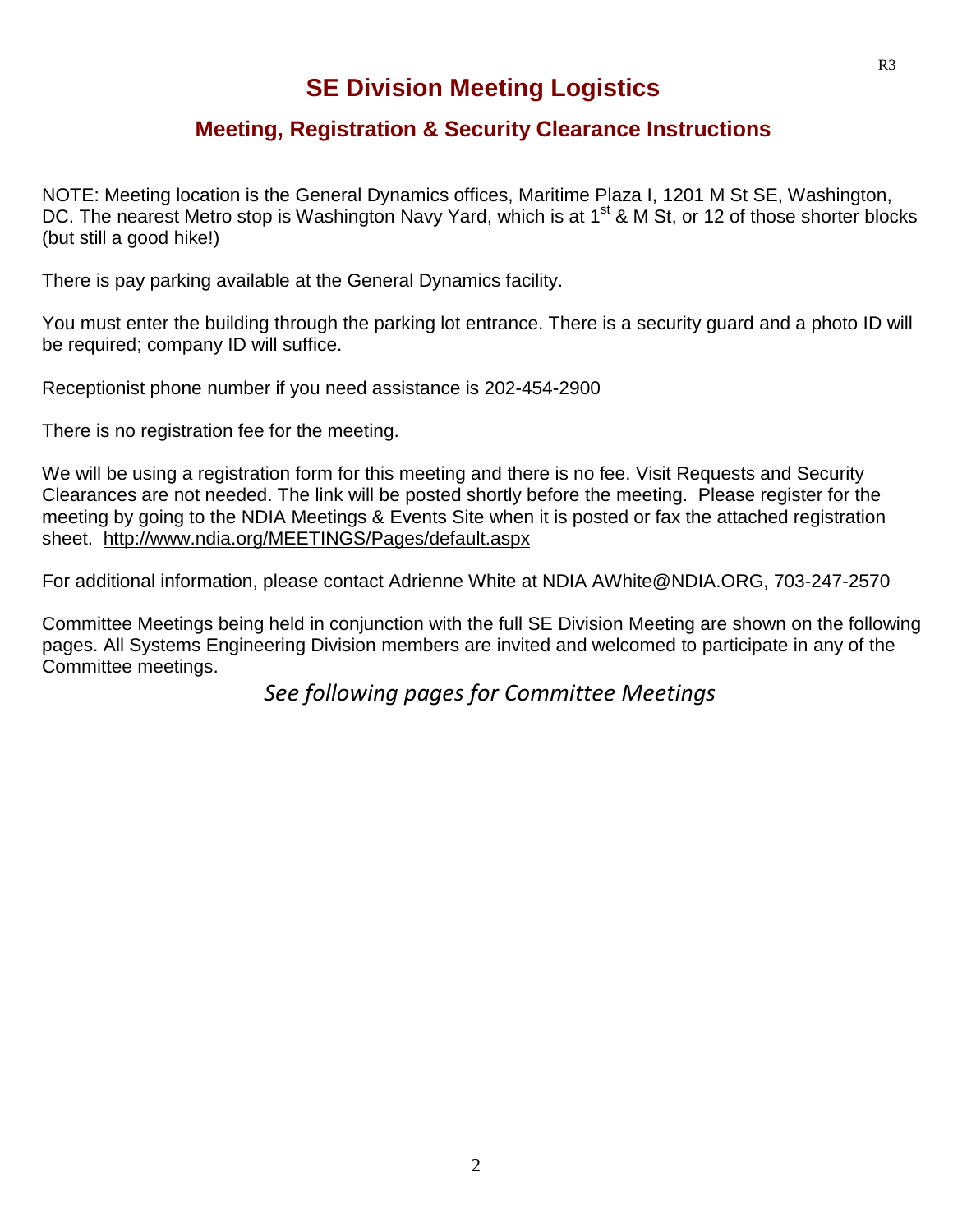# SE Division Meeting Logistics

## Meeting, Registration & Security Clearance Instructions

NOTE: Meeting location is the General Dynamics offices, Maritime Plaza I, 1201 M St SE, Washington, DC. The nearest Metro stop is Washington Navy Yard, which is at 1st & M St, or 12 of those shorter blocks (but still a good hike!)

There is pay parking available at the General Dynamics facility.

You must enter the building through the parking lot entrance. There is a security guard and a photo ID will be required; company ID will suffice.

Receptionist phone number if you need assistance is 202-454-2900

There is no registration fee for the meeting.

We will be using a registration form for this meeting and there is no fee. Visit Requests and Security Clearances are not needed. The link will be posted shortly before the meeting. Please register for the meeting by going to the NDIA Meetings & Events Site when it is posted or fax the attached registration sheet. http://www.ndia.org/MEETINGS/Pages/default.aspx

For additional information, please contact Adrienne White at NDIA AWhite@NDIA.ORG, 703-247-2570

Committee Meetings being held in conjunction with the full SE Division Meeting are shown on the following pages. All Systems Engineering Division members are invited and welcomed to participate in any of the Committee meetings.

*See following pages for Committee Meetings*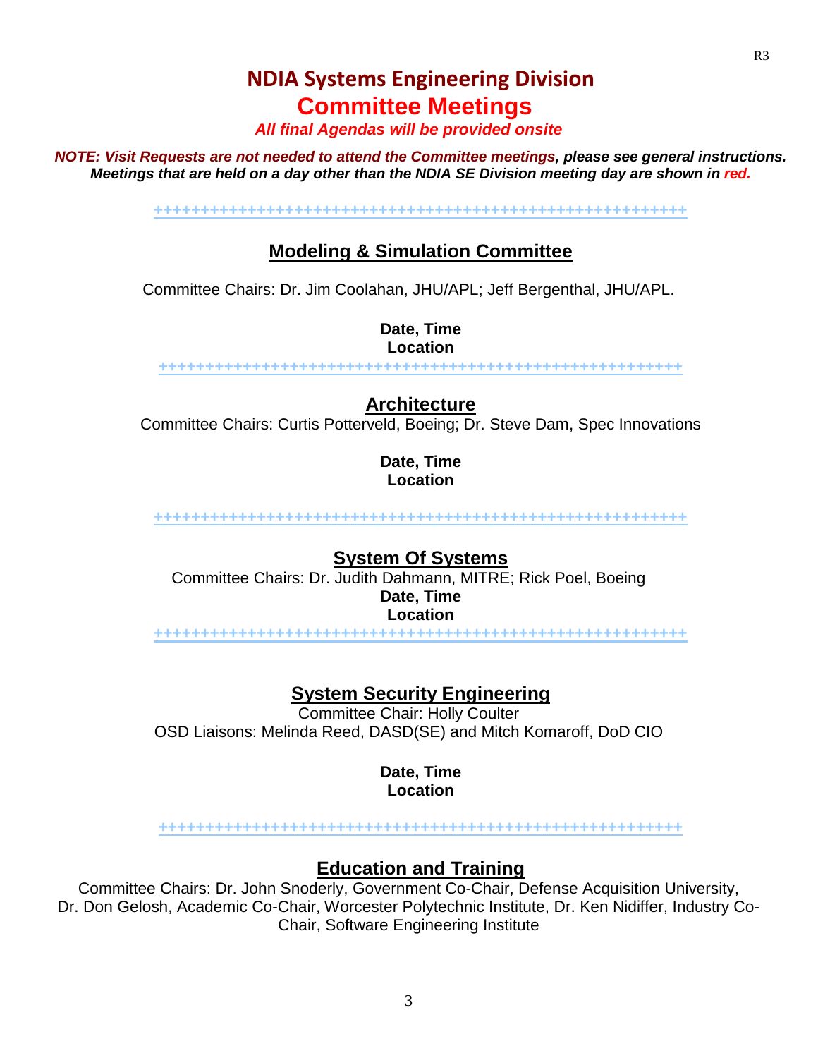# NDIA Systems Engineering Division

## Committee Meetings

***All final Agendas will be provided onsite***

***NOTE: Visit Requests are not needed to attend the Committee meetings, please see general instructions. Meetings that are held on a day other than the NDIA SE Division meeting day are shown in red.***

++++++++++++++++++++++++++++++++++++++++++++++++++++++++++

### Modeling & Simulation Committee

Committee Chairs: Dr. Jim Coolahan, JHU/APL; Jeff Bergenthal, JHU/APL.

**Date, Time**
**Location**

++++++++++++++++++++++++++++++++++++++++++++++++++++++++++

### Architecture

Committee Chairs: Curtis Potterveld, Boeing; Dr. Steve Dam, Spec Innovations

**Date, Time**
**Location**

++++++++++++++++++++++++++++++++++++++++++++++++++++++++++

### System Of Systems

Committee Chairs: Dr. Judith Dahmann, MITRE; Rick Poel, Boeing

**Date, Time**
**Location**

++++++++++++++++++++++++++++++++++++++++++++++++++++++++++

### System Security Engineering

Committee Chair: Holly Coulter
OSD Liaisons: Melinda Reed, DASD(SE) and Mitch Komaroff, DoD CIO

**Date, Time**
**Location**

++++++++++++++++++++++++++++++++++++++++++++++++++++++++++

### Education and Training

Committee Chairs: Dr. John Snoderly, Government Co-Chair, Defense Acquisition University, Dr. Don Gelosh, Academic Co-Chair, Worcester Polytechnic Institute, Dr. Ken Nidiffer, Industry Co-Chair, Software Engineering Institute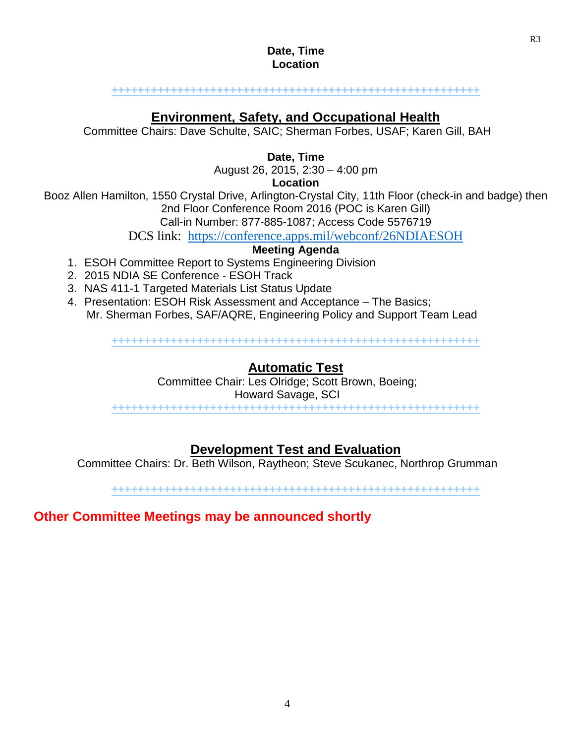**Date, Time**
**Location**

++++++++++++++++++++++++++++++++++++++++++++++++++++++++++++

## Environment, Safety, and Occupational Health

Committee Chairs: Dave Schulte, SAIC; Sherman Forbes, USAF; Karen Gill, BAH

**Date, Time**

August 26, 2015, 2:30 – 4:00 pm

**Location**

Booz Allen Hamilton, 1550 Crystal Drive, Arlington-Crystal City, 11th Floor (check-in and badge) then 2nd Floor Conference Room 2016 (POC is Karen Gill)

Call-in Number: 877-885-1087; Access Code 5576719

DCS link: https://conference.apps.mil/webconf/26NDIAESOH

**Meeting Agenda**

1. ESOH Committee Report to Systems Engineering Division
2. 2015 NDIA SE Conference - ESOH Track
3. NAS 411-1 Targeted Materials List Status Update
4. Presentation: ESOH Risk Assessment and Acceptance – The Basics; Mr. Sherman Forbes, SAF/AQRE, Engineering Policy and Support Team Lead

++++++++++++++++++++++++++++++++++++++++++++++++++++++++++++

## Automatic Test

Committee Chair: Les Olridge; Scott Brown, Boeing; Howard Savage, SCI

++++++++++++++++++++++++++++++++++++++++++++++++++++++++++++

## Development Test and Evaluation

Committee Chairs: Dr. Beth Wilson, Raytheon; Steve Scukanec, Northrop Grumman

++++++++++++++++++++++++++++++++++++++++++++++++++++++++++++

**Other Committee Meetings may be announced shortly**